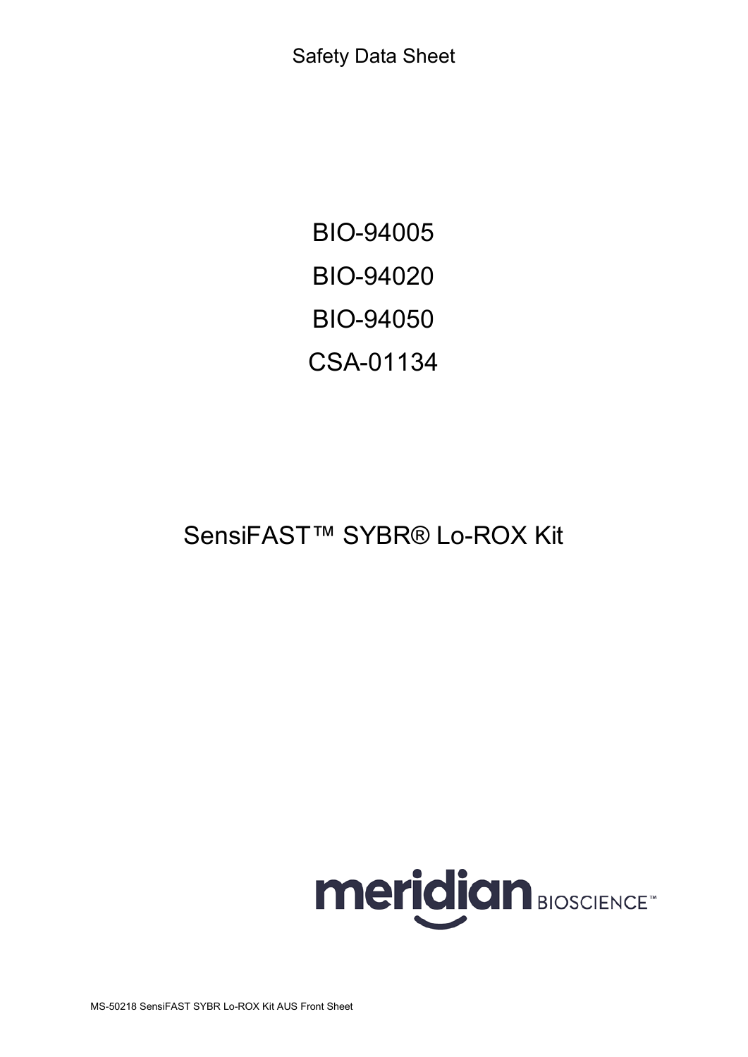Safety Data Sheet

BIO-94005

BIO-94020

BIO-94050

CSA-01134

# SensiFAST™ SYBR® Lo-ROX Kit

meridian BIOSCIENCE™

MS-50218 SensiFAST SYBR Lo-ROX Kit AUS Front Sheet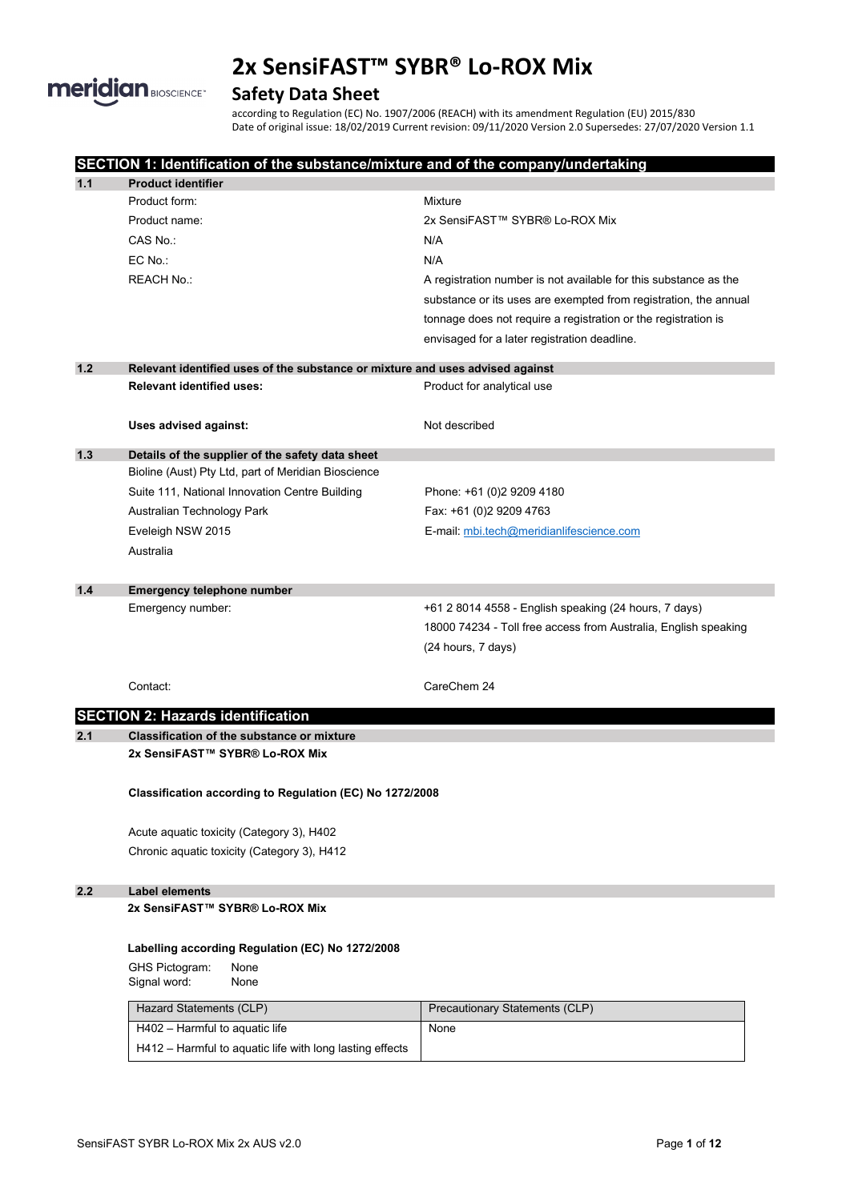# 2x SensiFAST™ SYBR® Lo-ROX Mix

## Safety Data Sheet

according to Regulation (EC) No. 1907/2006 (REACH) with its amendment Regulation (EU) 2015/830
Date of original issue: 18/02/2019 Current revision: 09/11/2020 Version 2.0 Supersedes: 27/07/2020 Version 1.1

## SECTION 1: Identification of the substance/mixture and of the company/undertaking

### 1.1 Product identifier

| | |
|---|---|
| Product form: | Mixture |
| Product name: | 2x SensiFAST™ SYBR® Lo-ROX Mix |
| CAS No.: | N/A |
| EC No.: | N/A |
| REACH No.: | A registration number is not available for this substance as the substance or its uses are exempted from registration, the annual tonnage does not require a registration or the registration is envisaged for a later registration deadline. |

### 1.2 Relevant identified uses of the substance or mixture and uses advised against

**Relevant identified uses:** Product for analytical use

**Uses advised against:** Not described

### 1.3 Details of the supplier of the safety data sheet

Bioline (Aust) Pty Ltd, part of Meridian Bioscience
Suite 111, National Innovation Centre Building
Australian Technology Park
Eveleigh NSW 2015
Australia

Phone: +61 (0)2 9209 4180
Fax: +61 (0)2 9209 4763
E-mail: mbi.tech@meridianlifescience.com

### 1.4 Emergency telephone number

Emergency number:
+61 2 8014 4558 - English speaking (24 hours, 7 days)
18000 74234 - Toll free access from Australia, English speaking (24 hours, 7 days)

Contact: CareChem 24

## SECTION 2: Hazards identification

### 2.1 Classification of the substance or mixture

**2x SensiFAST™ SYBR® Lo-ROX Mix**

**Classification according to Regulation (EC) No 1272/2008**

Acute aquatic toxicity (Category 3), H402
Chronic aquatic toxicity (Category 3), H412

### 2.2 Label elements

**2x SensiFAST™ SYBR® Lo-ROX Mix**

**Labelling according Regulation (EC) No 1272/2008**

GHS Pictogram: None
Signal word: None

| Hazard Statements (CLP) | Precautionary Statements (CLP) |
|---|---|
| H402 – Harmful to aquatic life<br>H412 – Harmful to aquatic life with long lasting effects | None |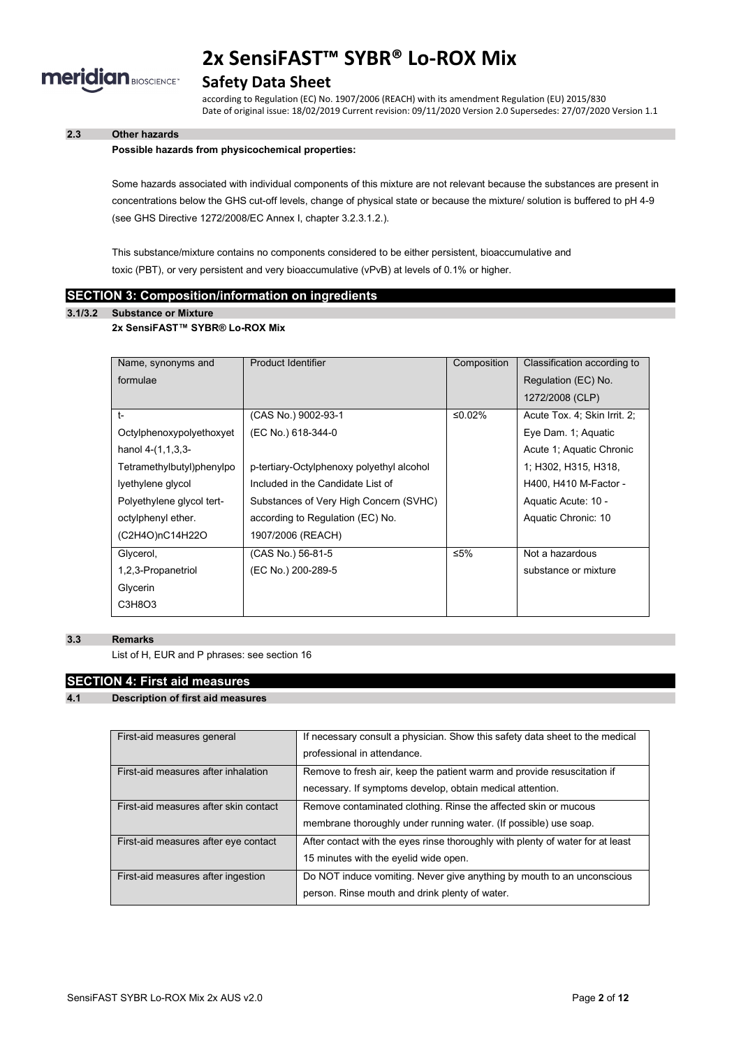### 2.3 Other hazards

**Possible hazards from physicochemical properties:**

Some hazards associated with individual components of this mixture are not relevant because the substances are present in concentrations below the GHS cut-off levels, change of physical state or because the mixture/ solution is buffered to pH 4-9 (see GHS Directive 1272/2008/EC Annex I, chapter 3.2.3.1.2.).

This substance/mixture contains no components considered to be either persistent, bioaccumulative and toxic (PBT), or very persistent and very bioaccumulative (vPvB) at levels of 0.1% or higher.

## SECTION 3: Composition/information on ingredients

### 3.1/3.2 Substance or Mixture

**2x SensiFAST™ SYBR® Lo-ROX Mix**

| Name, synonyms and formulae | Product Identifier | Composition | Classification according to Regulation (EC) No. 1272/2008 (CLP) |
|---|---|---|---|
| t-Octylphenoxypolyethoxyethanol 4-(1,1,3,3-Tetramethylbutyl)phenylpolyethylene glycol Polyethylene glycol tert-octylphenyl ether. $(C_2H_4O)_nC_{14}H_{22}O$ | (CAS No.) 9002-93-1 (EC No.) 618-344-0 p-tertiary-Octylphenoxy polyethyl alcohol Included in the Candidate List of Substances of Very High Concern (SVHC) according to Regulation (EC) No. 1907/2006 (REACH) | ≤0.02% | Acute Tox. 4; Skin Irrit. 2; Eye Dam. 1; Aquatic Acute 1; Aquatic Chronic 1; H302, H315, H318, H400, H410 M-Factor - Aquatic Acute: 10 - Aquatic Chronic: 10 |
| Glycerol, 1,2,3-Propanetriol Glycerin $C_3H_8O_3$ | (CAS No.) 56-81-5 (EC No.) 200-289-5 | ≤5% | Not a hazardous substance or mixture |

### 3.3 Remarks

List of H, EUR and P phrases: see section 16

## SECTION 4: First aid measures

### 4.1 Description of first aid measures

| | |
|---|---|
| First-aid measures general | If necessary consult a physician. Show this safety data sheet to the medical professional in attendance. |
| First-aid measures after inhalation | Remove to fresh air, keep the patient warm and provide resuscitation if necessary. If symptoms develop, obtain medical attention. |
| First-aid measures after skin contact | Remove contaminated clothing. Rinse the affected skin or mucous membrane thoroughly under running water. (If possible) use soap. |
| First-aid measures after eye contact | After contact with the eyes rinse thoroughly with plenty of water for at least 15 minutes with the eyelid wide open. |
| First-aid measures after ingestion | Do NOT induce vomiting. Never give anything by mouth to an unconscious person. Rinse mouth and drink plenty of water. |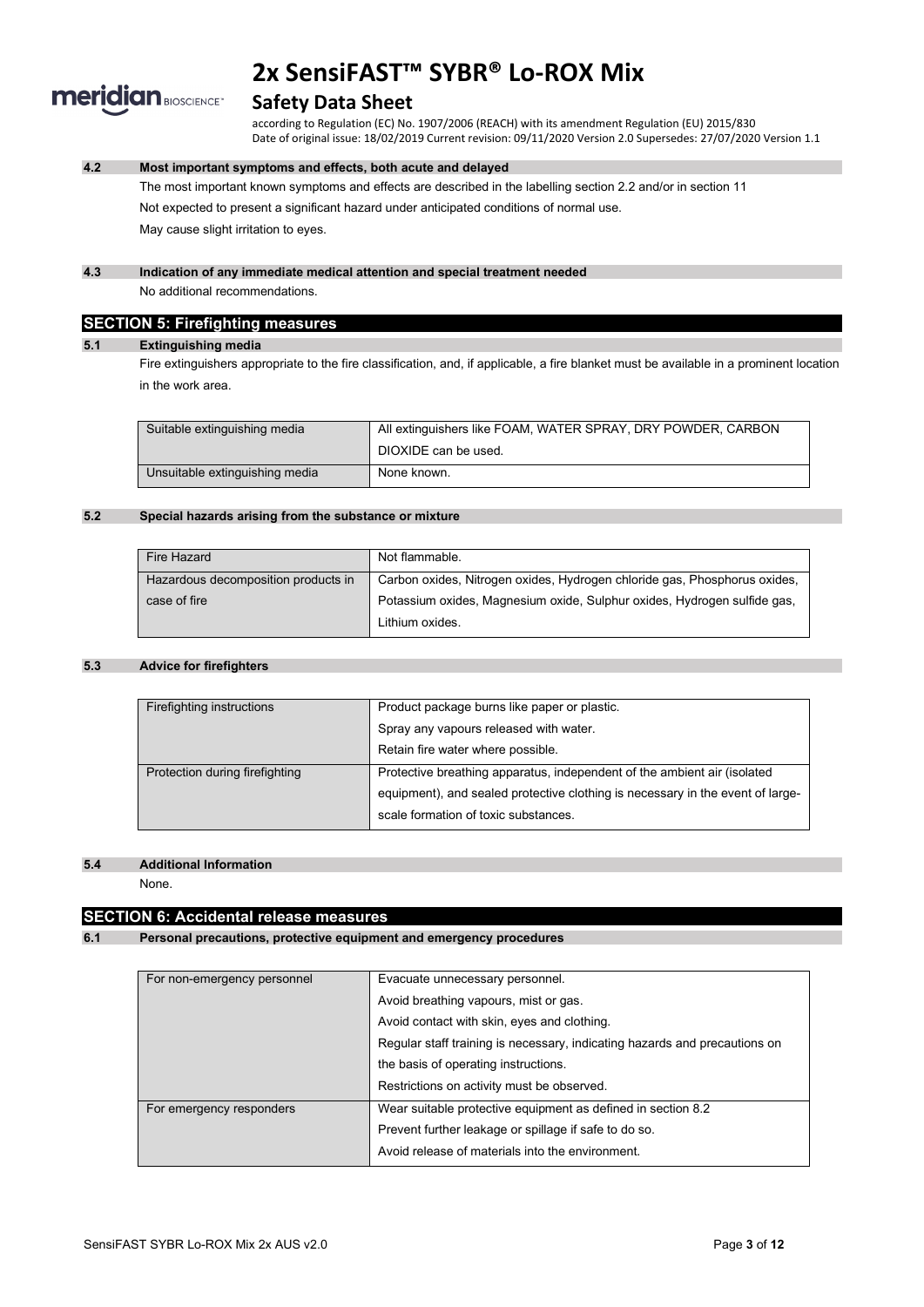### 4.2 Most important symptoms and effects, both acute and delayed

The most important known symptoms and effects are described in the labelling section 2.2 and/or in section 11

Not expected to present a significant hazard under anticipated conditions of normal use.

May cause slight irritation to eyes.

### 4.3 Indication of any immediate medical attention and special treatment needed

No additional recommendations.

## SECTION 5: Firefighting measures

### 5.1 Extinguishing media

Fire extinguishers appropriate to the fire classification, and, if applicable, a fire blanket must be available in a prominent location in the work area.

| | |
|---|---|
| Suitable extinguishing media | All extinguishers like FOAM, WATER SPRAY, DRY POWDER, CARBON DIOXIDE can be used. |
| Unsuitable extinguishing media | None known. |

### 5.2 Special hazards arising from the substance or mixture

| | |
|---|---|
| Fire Hazard | Not flammable. |
| Hazardous decomposition products in case of fire | Carbon oxides, Nitrogen oxides, Hydrogen chloride gas, Phosphorus oxides, Potassium oxides, Magnesium oxide, Sulphur oxides, Hydrogen sulfide gas, Lithium oxides. |

### 5.3 Advice for firefighters

| | |
|---|---|
| Firefighting instructions | Product package burns like paper or plastic.<br>Spray any vapours released with water.<br>Retain fire water where possible. |
| Protection during firefighting | Protective breathing apparatus, independent of the ambient air (isolated equipment), and sealed protective clothing is necessary in the event of large-scale formation of toxic substances. |

### 5.4 Additional Information

None.

## SECTION 6: Accidental release measures

### 6.1 Personal precautions, protective equipment and emergency procedures

| | |
|---|---|
| For non-emergency personnel | Evacuate unnecessary personnel.<br>Avoid breathing vapours, mist or gas.<br>Avoid contact with skin, eyes and clothing.<br>Regular staff training is necessary, indicating hazards and precautions on the basis of operating instructions.<br>Restrictions on activity must be observed. |
| For emergency responders | Wear suitable protective equipment as defined in section 8.2<br>Prevent further leakage or spillage if safe to do so.<br>Avoid release of materials into the environment. |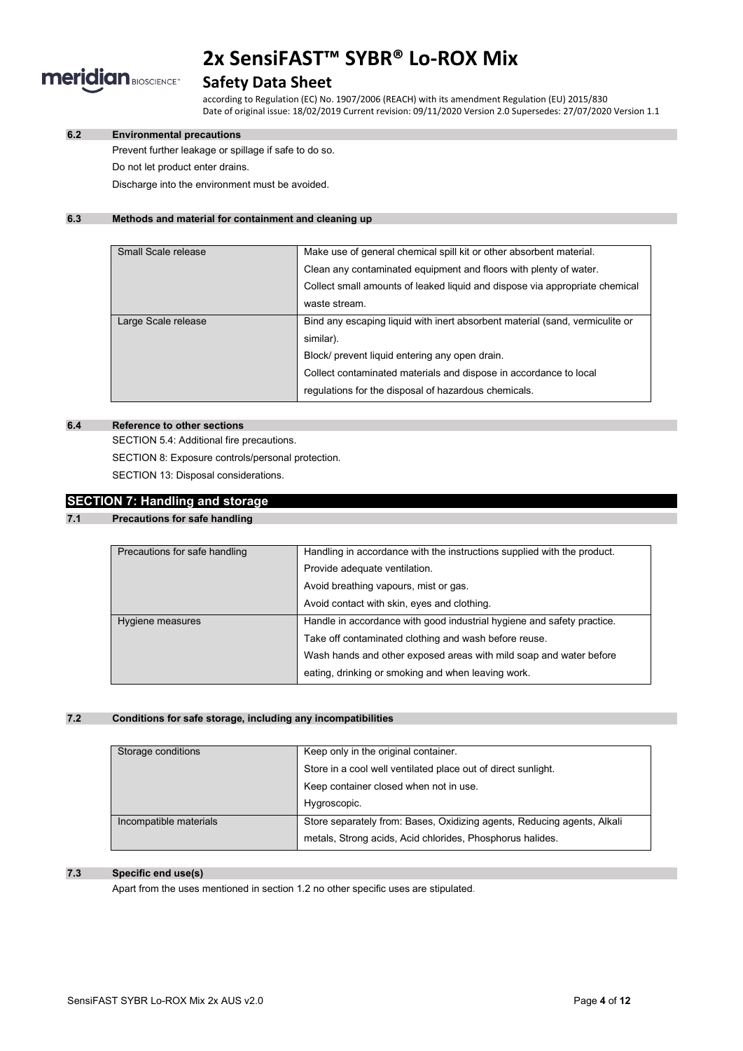### 6.2 Environmental precautions

Prevent further leakage or spillage if safe to do so.

Do not let product enter drains.

Discharge into the environment must be avoided.

### 6.3 Methods and material for containment and cleaning up

| | |
|---|---|
| Small Scale release | Make use of general chemical spill kit or other absorbent material.<br>Clean any contaminated equipment and floors with plenty of water.<br>Collect small amounts of leaked liquid and dispose via appropriate chemical waste stream. |
| Large Scale release | Bind any escaping liquid with inert absorbent material (sand, vermiculite or similar).<br>Block/ prevent liquid entering any open drain.<br>Collect contaminated materials and dispose in accordance to local regulations for the disposal of hazardous chemicals. |

### 6.4 Reference to other sections

SECTION 5.4: Additional fire precautions.

SECTION 8: Exposure controls/personal protection.

SECTION 13: Disposal considerations.

## SECTION 7: Handling and storage

### 7.1 Precautions for safe handling

| | |
|---|---|
| Precautions for safe handling | Handling in accordance with the instructions supplied with the product.<br>Provide adequate ventilation.<br>Avoid breathing vapours, mist or gas.<br>Avoid contact with skin, eyes and clothing. |
| Hygiene measures | Handle in accordance with good industrial hygiene and safety practice.<br>Take off contaminated clothing and wash before reuse.<br>Wash hands and other exposed areas with mild soap and water before eating, drinking or smoking and when leaving work. |

### 7.2 Conditions for safe storage, including any incompatibilities

| | |
|---|---|
| Storage conditions | Keep only in the original container.<br>Store in a cool well ventilated place out of direct sunlight.<br>Keep container closed when not in use.<br>Hygroscopic. |
| Incompatible materials | Store separately from: Bases, Oxidizing agents, Reducing agents, Alkali metals, Strong acids, Acid chlorides, Phosphorus halides. |

### 7.3 Specific end use(s)

Apart from the uses mentioned in section 1.2 no other specific uses are stipulated.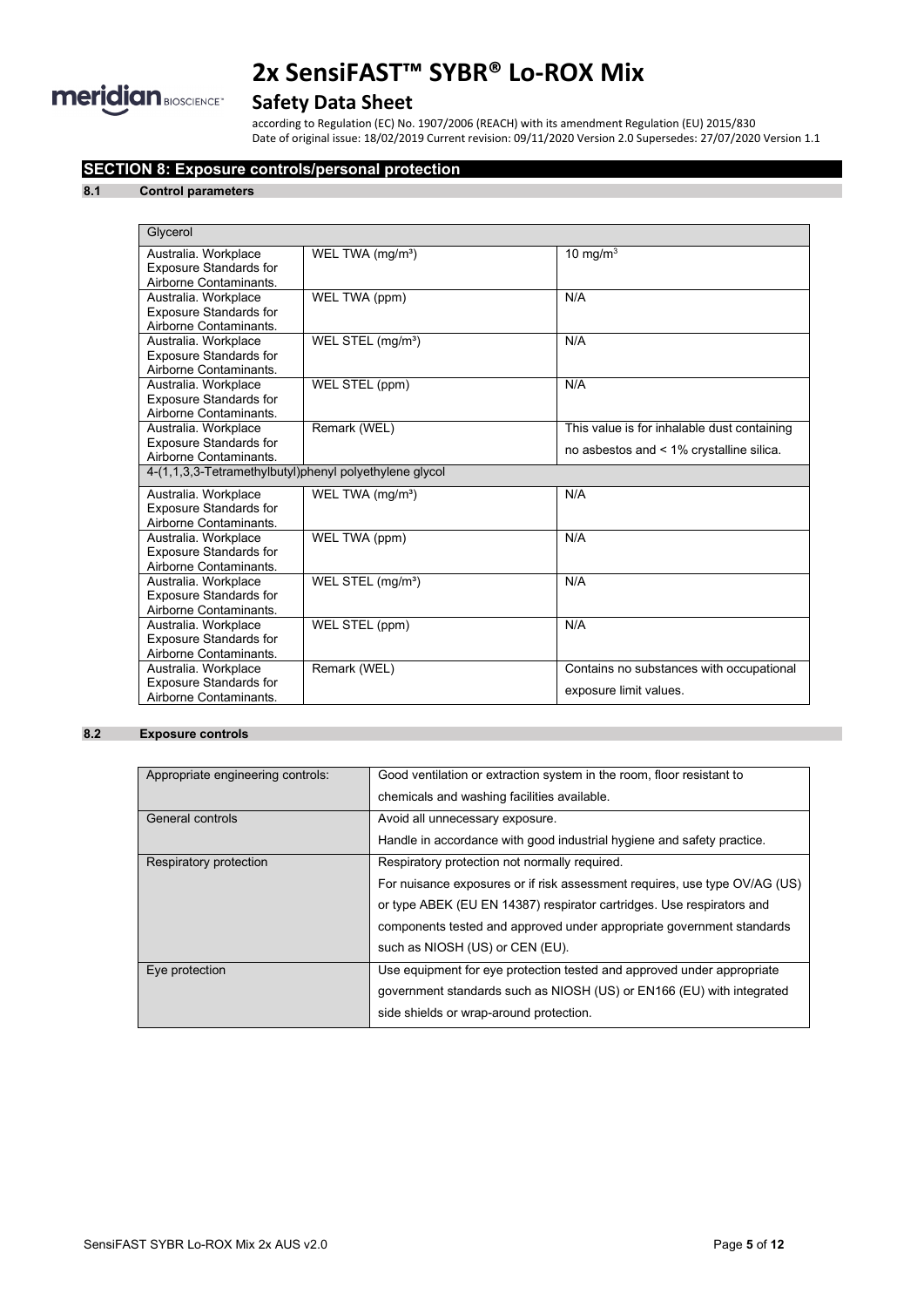## SECTION 8: Exposure controls/personal protection

### 8.1 Control parameters

| Glycerol | | |
|---|---|---|
| Australia. Workplace Exposure Standards for Airborne Contaminants. | WEL TWA (mg/m³) | 10 mg/m³ |
| Australia. Workplace Exposure Standards for Airborne Contaminants. | WEL TWA (ppm) | N/A |
| Australia. Workplace Exposure Standards for Airborne Contaminants. | WEL STEL (mg/m³) | N/A |
| Australia. Workplace Exposure Standards for Airborne Contaminants. | WEL STEL (ppm) | N/A |
| Australia. Workplace Exposure Standards for Airborne Contaminants. | Remark (WEL) | This value is for inhalable dust containing no asbestos and < 1% crystalline silica. |
| 4-(1,1,3,3-Tetramethylbutyl)phenyl polyethylene glycol | | |
| Australia. Workplace Exposure Standards for Airborne Contaminants. | WEL TWA (mg/m³) | N/A |
| Australia. Workplace Exposure Standards for Airborne Contaminants. | WEL TWA (ppm) | N/A |
| Australia. Workplace Exposure Standards for Airborne Contaminants. | WEL STEL (mg/m³) | N/A |
| Australia. Workplace Exposure Standards for Airborne Contaminants. | WEL STEL (ppm) | N/A |
| Australia. Workplace Exposure Standards for Airborne Contaminants. | Remark (WEL) | Contains no substances with occupational exposure limit values. |

### 8.2 Exposure controls

| | |
|---|---|
| Appropriate engineering controls: | Good ventilation or extraction system in the room, floor resistant to chemicals and washing facilities available. |
| General controls | Avoid all unnecessary exposure. Handle in accordance with good industrial hygiene and safety practice. |
| Respiratory protection | Respiratory protection not normally required. For nuisance exposures or if risk assessment requires, use type OV/AG (US) or type ABEK (EU EN 14387) respirator cartridges. Use respirators and components tested and approved under appropriate government standards such as NIOSH (US) or CEN (EU). |
| Eye protection | Use equipment for eye protection tested and approved under appropriate government standards such as NIOSH (US) or EN166 (EU) with integrated side shields or wrap-around protection. |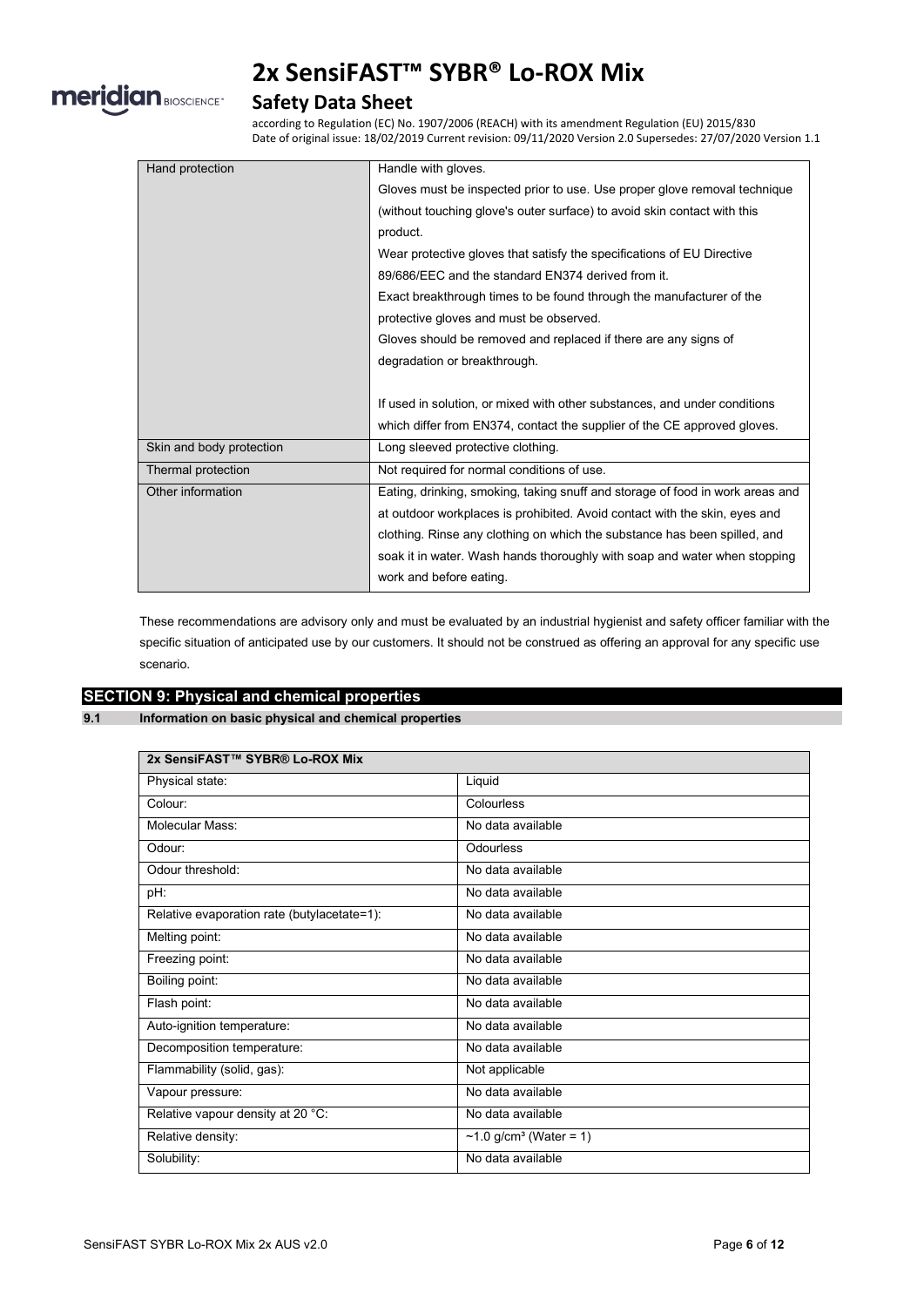| | |
|---|---|
| Hand protection | Handle with gloves.<br>Gloves must be inspected prior to use. Use proper glove removal technique (without touching glove's outer surface) to avoid skin contact with this product.<br>Wear protective gloves that satisfy the specifications of EU Directive 89/686/EEC and the standard EN374 derived from it.<br>Exact breakthrough times to be found through the manufacturer of the protective gloves and must be observed.<br>Gloves should be removed and replaced if there are any signs of degradation or breakthrough.<br><br>If used in solution, or mixed with other substances, and under conditions which differ from EN374, contact the supplier of the CE approved gloves. |
| Skin and body protection | Long sleeved protective clothing. |
| Thermal protection | Not required for normal conditions of use. |
| Other information | Eating, drinking, smoking, taking snuff and storage of food in work areas and at outdoor workplaces is prohibited. Avoid contact with the skin, eyes and clothing. Rinse any clothing on which the substance has been spilled, and soak it in water. Wash hands thoroughly with soap and water when stopping work and before eating. |

These recommendations are advisory only and must be evaluated by an industrial hygienist and safety officer familiar with the specific situation of anticipated use by our customers. It should not be construed as offering an approval for any specific use scenario.

## SECTION 9: Physical and chemical properties

### 9.1 Information on basic physical and chemical properties

| 2x SensiFAST™ SYBR® Lo-ROX Mix | |
|---|---|
| Physical state: | Liquid |
| Colour: | Colourless |
| Molecular Mass: | No data available |
| Odour: | Odourless |
| Odour threshold: | No data available |
| pH: | No data available |
| Relative evaporation rate (butylacetate=1): | No data available |
| Melting point: | No data available |
| Freezing point: | No data available |
| Boiling point: | No data available |
| Flash point: | No data available |
| Auto-ignition temperature: | No data available |
| Decomposition temperature: | No data available |
| Flammability (solid, gas): | Not applicable |
| Vapour pressure: | No data available |
| Relative vapour density at 20 °C: | No data available |
| Relative density: | ~1.0 g/cm³ (Water = 1) |
| Solubility: | No data available |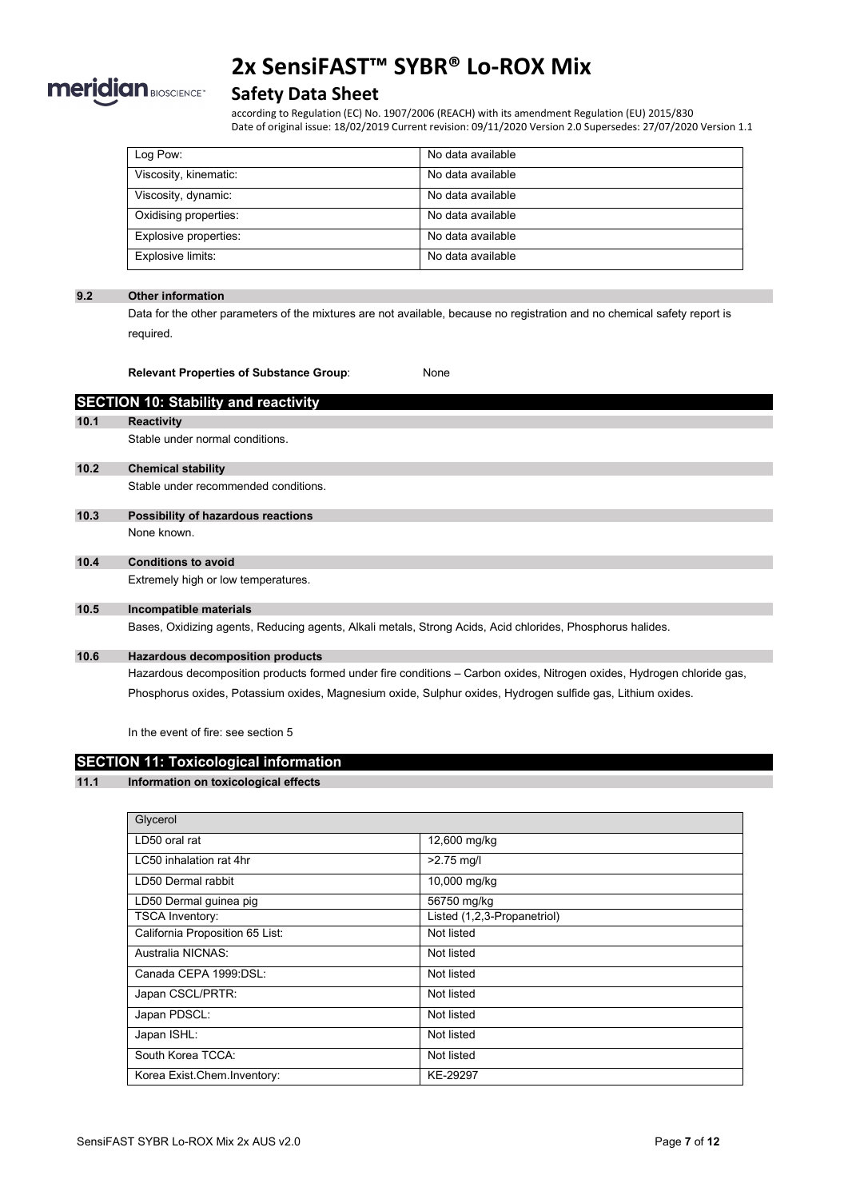| Log Pow: | No data available |
|---|---|
| Viscosity, kinematic: | No data available |
| Viscosity, dynamic: | No data available |
| Oxidising properties: | No data available |
| Explosive properties: | No data available |
| Explosive limits: | No data available |

### 9.2 Other information

Data for the other parameters of the mixtures are not available, because no registration and no chemical safety report is required.

**Relevant Properties of Substance Group**: None

## SECTION 10: Stability and reactivity

### 10.1 Reactivity

Stable under normal conditions.

### 10.2 Chemical stability

Stable under recommended conditions.

### 10.3 Possibility of hazardous reactions

None known.

### 10.4 Conditions to avoid

Extremely high or low temperatures.

### 10.5 Incompatible materials

Bases, Oxidizing agents, Reducing agents, Alkali metals, Strong Acids, Acid chlorides, Phosphorus halides.

### 10.6 Hazardous decomposition products

Hazardous decomposition products formed under fire conditions – Carbon oxides, Nitrogen oxides, Hydrogen chloride gas, Phosphorus oxides, Potassium oxides, Magnesium oxide, Sulphur oxides, Hydrogen sulfide gas, Lithium oxides.

In the event of fire: see section 5

## SECTION 11: Toxicological information

### 11.1 Information on toxicological effects

| Glycerol | |
|---|---|
| LD50 oral rat | 12,600 mg/kg |
| LC50 inhalation rat 4hr | >2.75 mg/l |
| LD50 Dermal rabbit | 10,000 mg/kg |
| LD50 Dermal guinea pig | 56750 mg/kg |
| TSCA Inventory: | Listed (1,2,3-Propanetriol) |
| California Proposition 65 List: | Not listed |
| Australia NICNAS: | Not listed |
| Canada CEPA 1999:DSL: | Not listed |
| Japan CSCL/PRTR: | Not listed |
| Japan PDSCL: | Not listed |
| Japan ISHL: | Not listed |
| South Korea TCCA: | Not listed |
| Korea Exist.Chem.Inventory: | KE-29297 |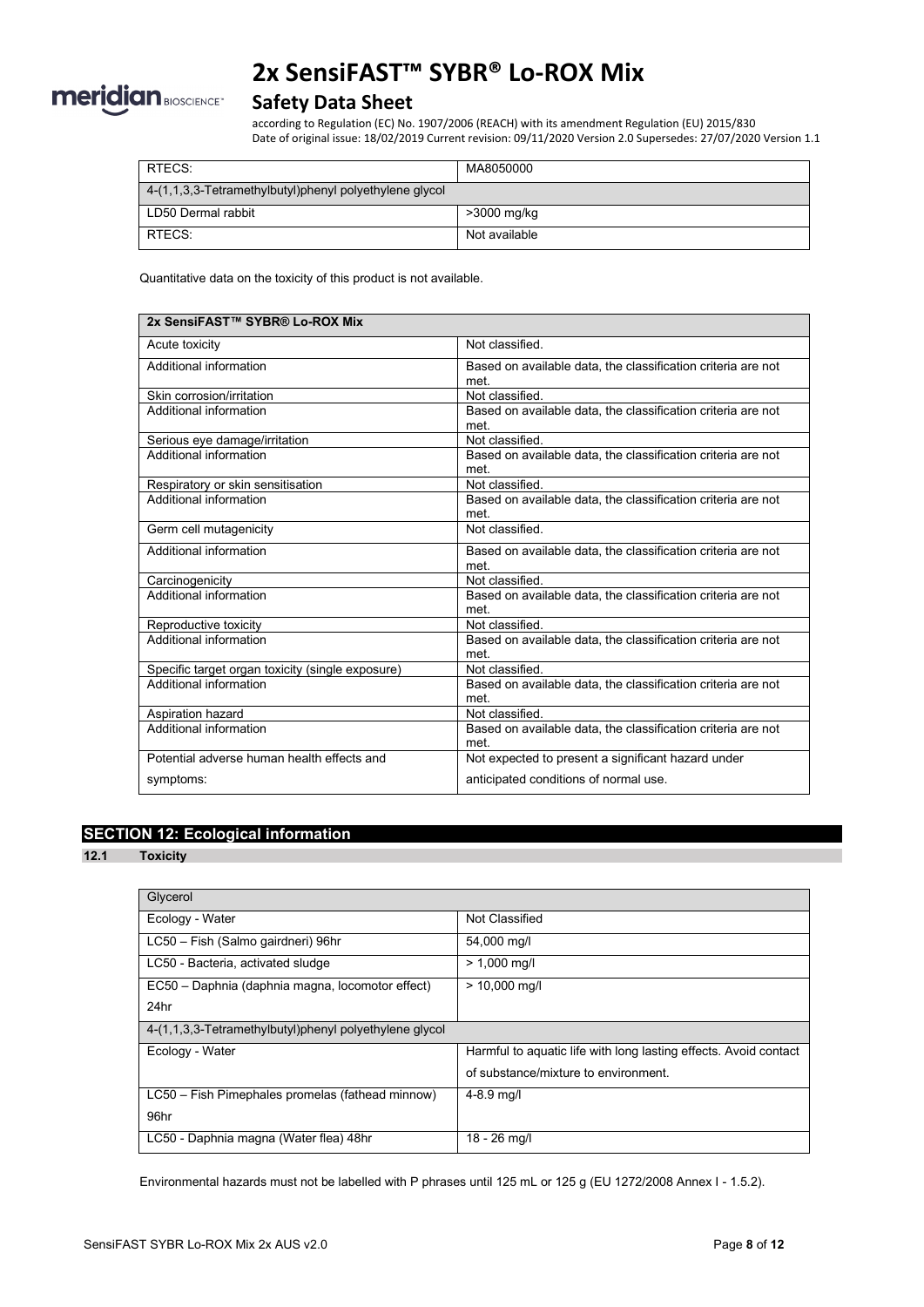| RTECS: | MA8050000 |
|---|---|
| 4-(1,1,3,3-Tetramethylbutyl)phenyl polyethylene glycol | |
| LD50 Dermal rabbit | >3000 mg/kg |
| RTECS: | Not available |

Quantitative data on the toxicity of this product is not available.

| 2x SensiFAST™ SYBR® Lo-ROX Mix | |
|---|---|
| Acute toxicity | Not classified. |
| Additional information | Based on available data, the classification criteria are not met. |
| Skin corrosion/irritation | Not classified. |
| Additional information | Based on available data, the classification criteria are not met. |
| Serious eye damage/irritation | Not classified. |
| Additional information | Based on available data, the classification criteria are not met. |
| Respiratory or skin sensitisation | Not classified. |
| Additional information | Based on available data, the classification criteria are not met. |
| Germ cell mutagenicity | Not classified. |
| Additional information | Based on available data, the classification criteria are not met. |
| Carcinogenicity | Not classified. |
| Additional information | Based on available data, the classification criteria are not met. |
| Reproductive toxicity | Not classified. |
| Additional information | Based on available data, the classification criteria are not met. |
| Specific target organ toxicity (single exposure) | Not classified. |
| Additional information | Based on available data, the classification criteria are not met. |
| Aspiration hazard | Not classified. |
| Additional information | Based on available data, the classification criteria are not met. |
| Potential adverse human health effects and symptoms: | Not expected to present a significant hazard under anticipated conditions of normal use. |

## SECTION 12: Ecological information

### 12.1 Toxicity

| Glycerol | |
|---|---|
| Ecology - Water | Not Classified |
| LC50 – Fish (Salmo gairdneri) 96hr | 54,000 mg/l |
| LC50 - Bacteria, activated sludge | > 1,000 mg/l |
| EC50 – Daphnia (daphnia magna, locomotor effect) 24hr | > 10,000 mg/l |
| 4-(1,1,3,3-Tetramethylbutyl)phenyl polyethylene glycol | |
| Ecology - Water | Harmful to aquatic life with long lasting effects. Avoid contact of substance/mixture to environment. |
| LC50 – Fish Pimephales promelas (fathead minnow) 96hr | 4-8.9 mg/l |
| LC50 - Daphnia magna (Water flea) 48hr | 18 - 26 mg/l |

Environmental hazards must not be labelled with P phrases until 125 mL or 125 g (EU 1272/2008 Annex I - 1.5.2).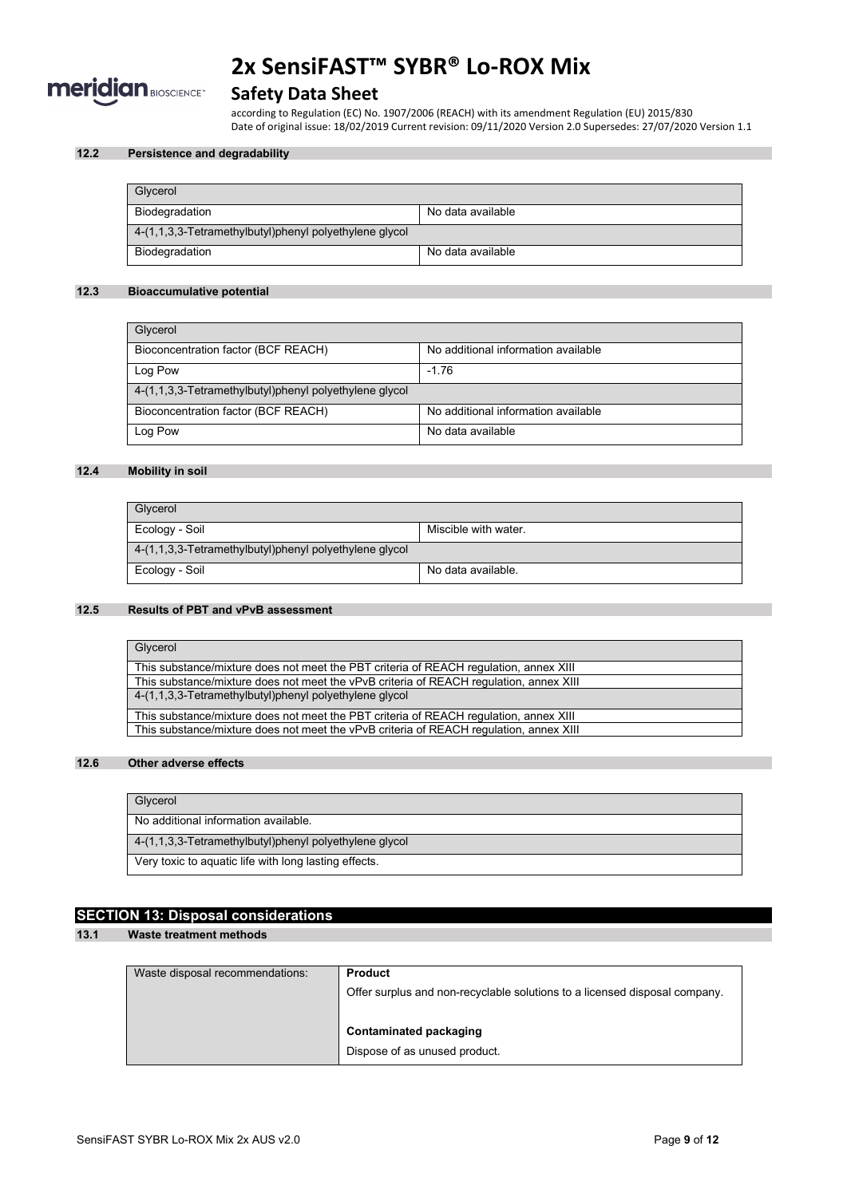### 12.2 Persistence and degradability

| Glycerol | |
|---|---|
| Biodegradation | No data available |
| 4-(1,1,3,3-Tetramethylbutyl)phenyl polyethylene glycol | |
| Biodegradation | No data available |

### 12.3 Bioaccumulative potential

| Glycerol | |
|---|---|
| Bioconcentration factor (BCF REACH) | No additional information available |
| Log Pow | -1.76 |
| 4-(1,1,3,3-Tetramethylbutyl)phenyl polyethylene glycol | |
| Bioconcentration factor (BCF REACH) | No additional information available |
| Log Pow | No data available |

### 12.4 Mobility in soil

| Glycerol | |
|---|---|
| Ecology - Soil | Miscible with water. |
| 4-(1,1,3,3-Tetramethylbutyl)phenyl polyethylene glycol | |
| Ecology - Soil | No data available. |

### 12.5 Results of PBT and vPvB assessment

| Glycerol |
|---|
| This substance/mixture does not meet the PBT criteria of REACH regulation, annex XIII |
| This substance/mixture does not meet the vPvB criteria of REACH regulation, annex XIII |
| 4-(1,1,3,3-Tetramethylbutyl)phenyl polyethylene glycol |
| This substance/mixture does not meet the PBT criteria of REACH regulation, annex XIII |
| This substance/mixture does not meet the vPvB criteria of REACH regulation, annex XIII |

### 12.6 Other adverse effects

| Glycerol |
|---|
| No additional information available. |
| 4-(1,1,3,3-Tetramethylbutyl)phenyl polyethylene glycol |
| Very toxic to aquatic life with long lasting effects. |

## SECTION 13: Disposal considerations

### 13.1 Waste treatment methods

| Waste disposal recommendations: | **Product**<br>Offer surplus and non-recyclable solutions to a licensed disposal company.<br><br>**Contaminated packaging**<br>Dispose of as unused product. |
|---|---|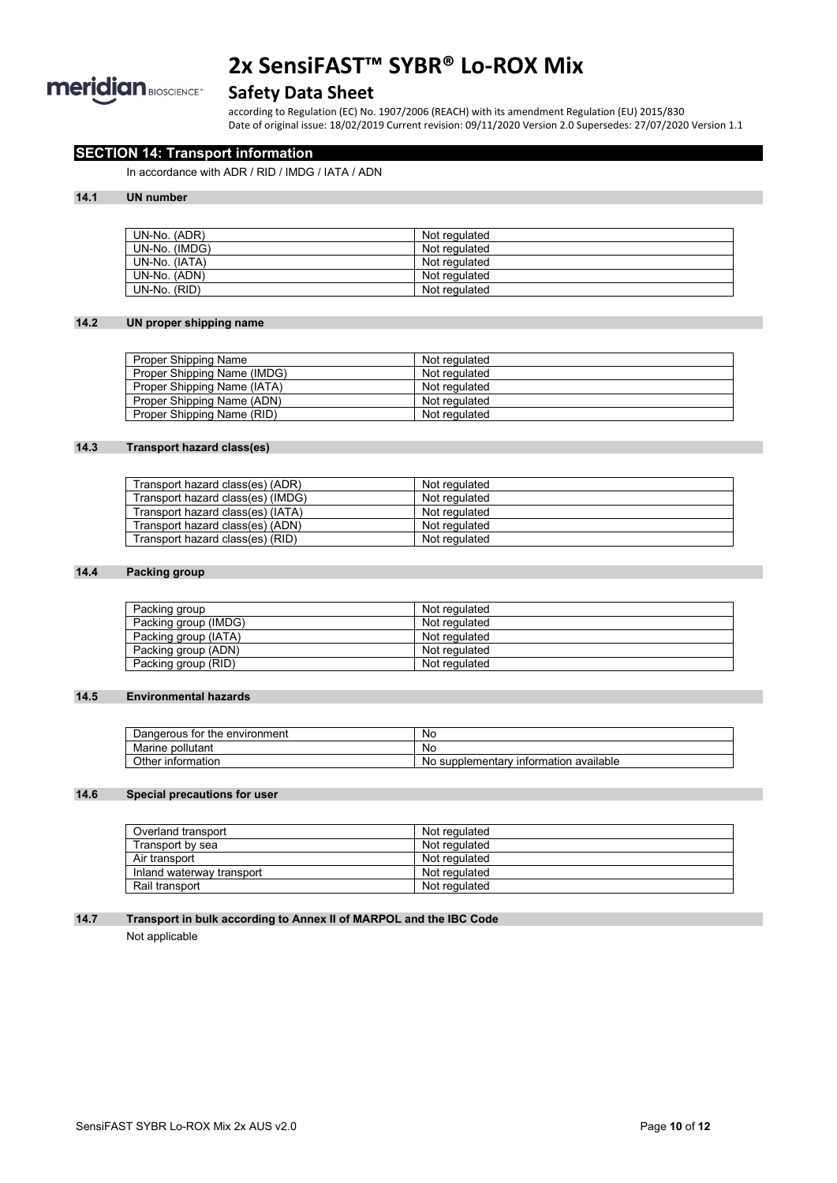## SECTION 14: Transport information

In accordance with ADR / RID / IMDG / IATA / ADN

### 14.1 UN number

| | |
|---|---|
| UN-No. (ADR) | Not regulated |
| UN-No. (IMDG) | Not regulated |
| UN-No. (IATA) | Not regulated |
| UN-No. (ADN) | Not regulated |
| UN-No. (RID) | Not regulated |

### 14.2 UN proper shipping name

| | |
|---|---|
| Proper Shipping Name | Not regulated |
| Proper Shipping Name (IMDG) | Not regulated |
| Proper Shipping Name (IATA) | Not regulated |
| Proper Shipping Name (ADN) | Not regulated |
| Proper Shipping Name (RID) | Not regulated |

### 14.3 Transport hazard class(es)

| | |
|---|---|
| Transport hazard class(es) (ADR) | Not regulated |
| Transport hazard class(es) (IMDG) | Not regulated |
| Transport hazard class(es) (IATA) | Not regulated |
| Transport hazard class(es) (ADN) | Not regulated |
| Transport hazard class(es) (RID) | Not regulated |

### 14.4 Packing group

| | |
|---|---|
| Packing group | Not regulated |
| Packing group (IMDG) | Not regulated |
| Packing group (IATA) | Not regulated |
| Packing group (ADN) | Not regulated |
| Packing group (RID) | Not regulated |

### 14.5 Environmental hazards

| | |
|---|---|
| Dangerous for the environment | No |
| Marine pollutant | No |
| Other information | No supplementary information available |

### 14.6 Special precautions for user

| | |
|---|---|
| Overland transport | Not regulated |
| Transport by sea | Not regulated |
| Air transport | Not regulated |
| Inland waterway transport | Not regulated |
| Rail transport | Not regulated |

### 14.7 Transport in bulk according to Annex II of MARPOL and the IBC Code

Not applicable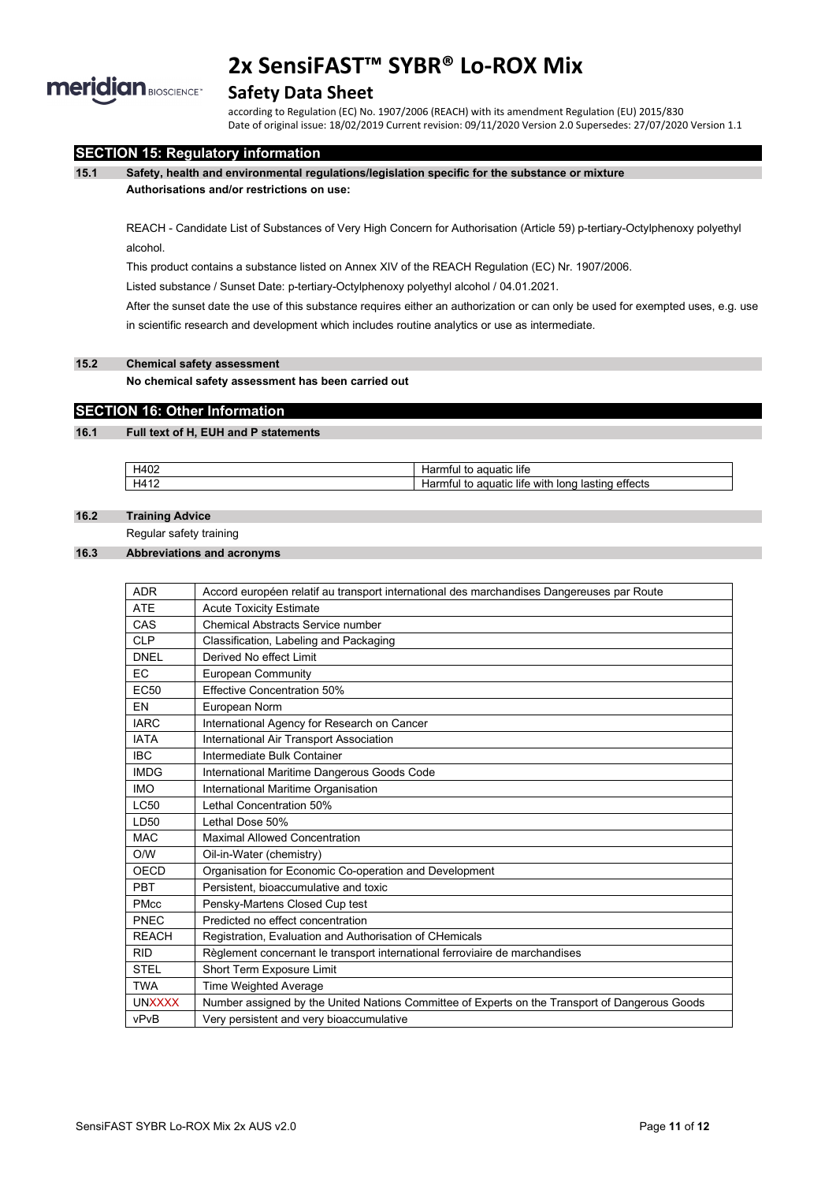## SECTION 15: Regulatory information

### 15.1 Safety, health and environmental regulations/legislation specific for the substance or mixture

**Authorisations and/or restrictions on use:**

REACH - Candidate List of Substances of Very High Concern for Authorisation (Article 59) p-tertiary-Octylphenoxy polyethyl alcohol.

This product contains a substance listed on Annex XIV of the REACH Regulation (EC) Nr. 1907/2006.

Listed substance / Sunset Date: p-tertiary-Octylphenoxy polyethyl alcohol / 04.01.2021.

After the sunset date the use of this substance requires either an authorization or can only be used for exempted uses, e.g. use in scientific research and development which includes routine analytics or use as intermediate.

### 15.2 Chemical safety assessment

**No chemical safety assessment has been carried out**

## SECTION 16: Other Information

### 16.1 Full text of H, EUH and P statements

| | |
|---|---|
| H402 | Harmful to aquatic life |
| H412 | Harmful to aquatic life with long lasting effects |

### 16.2 Training Advice

Regular safety training

### 16.3 Abbreviations and acronyms

| | |
|---|---|
| ADR | Accord européen relatif au transport international des marchandises Dangereuses par Route |
| ATE | Acute Toxicity Estimate |
| CAS | Chemical Abstracts Service number |
| CLP | Classification, Labeling and Packaging |
| DNEL | Derived No effect Limit |
| EC | European Community |
| EC50 | Effective Concentration 50% |
| EN | European Norm |
| IARC | International Agency for Research on Cancer |
| IATA | International Air Transport Association |
| IBC | Intermediate Bulk Container |
| IMDG | International Maritime Dangerous Goods Code |
| IMO | International Maritime Organisation |
| LC50 | Lethal Concentration 50% |
| LD50 | Lethal Dose 50% |
| MAC | Maximal Allowed Concentration |
| O/W | Oil-in-Water (chemistry) |
| OECD | Organisation for Economic Co-operation and Development |
| PBT | Persistent, bioaccumulative and toxic |
| PMcc | Pensky-Martens Closed Cup test |
| PNEC | Predicted no effect concentration |
| REACH | Registration, Evaluation and Authorisation of CHemicals |
| RID | Règlement concernant le transport international ferroviaire de marchandises |
| STEL | Short Term Exposure Limit |
| TWA | Time Weighted Average |
| UNXXXX | Number assigned by the United Nations Committee of Experts on the Transport of Dangerous Goods |
| vPvB | Very persistent and very bioaccumulative |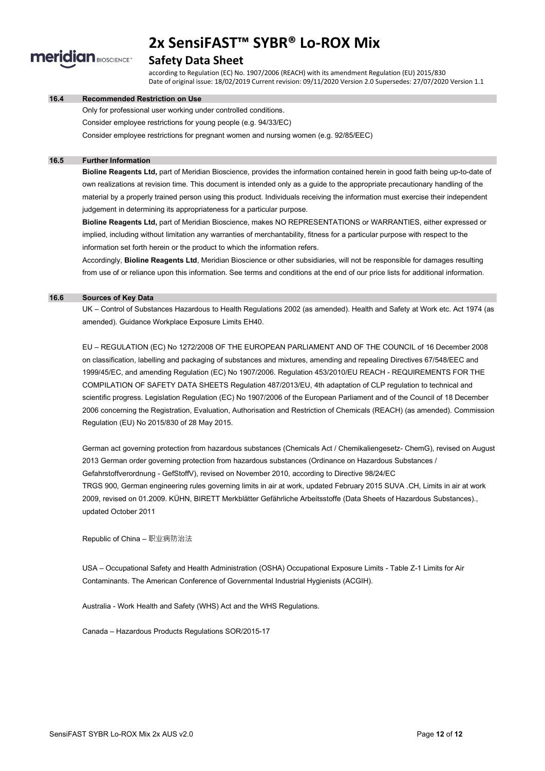### 16.4 Recommended Restriction on Use

Only for professional user working under controlled conditions.

Consider employee restrictions for young people (e.g. 94/33/EC)

Consider employee restrictions for pregnant women and nursing women (e.g. 92/85/EEC)

### 16.5 Further Information

**Bioline Reagents Ltd,** part of Meridian Bioscience, provides the information contained herein in good faith being up-to-date of own realizations at revision time. This document is intended only as a guide to the appropriate precautionary handling of the material by a properly trained person using this product. Individuals receiving the information must exercise their independent judgement in determining its appropriateness for a particular purpose.

**Bioline Reagents Ltd,** part of Meridian Bioscience, makes NO REPRESENTATIONS or WARRANTIES, either expressed or implied, including without limitation any warranties of merchantability, fitness for a particular purpose with respect to the information set forth herein or the product to which the information refers.

Accordingly, **Bioline Reagents Ltd**, Meridian Bioscience or other subsidiaries, will not be responsible for damages resulting from use of or reliance upon this information. See terms and conditions at the end of our price lists for additional information.

### 16.6 Sources of Key Data

UK – Control of Substances Hazardous to Health Regulations 2002 (as amended). Health and Safety at Work etc. Act 1974 (as amended). Guidance Workplace Exposure Limits EH40.

EU – REGULATION (EC) No 1272/2008 OF THE EUROPEAN PARLIAMENT AND OF THE COUNCIL of 16 December 2008 on classification, labelling and packaging of substances and mixtures, amending and repealing Directives 67/548/EEC and 1999/45/EC, and amending Regulation (EC) No 1907/2006. Regulation 453/2010/EU REACH - REQUIREMENTS FOR THE COMPILATION OF SAFETY DATA SHEETS Regulation 487/2013/EU, 4th adaptation of CLP regulation to technical and scientific progress. Legislation Regulation (EC) No 1907/2006 of the European Parliament and of the Council of 18 December 2006 concerning the Registration, Evaluation, Authorisation and Restriction of Chemicals (REACH) (as amended). Commission Regulation (EU) No 2015/830 of 28 May 2015.

German act governing protection from hazardous substances (Chemicals Act / Chemikaliengesetz- ChemG), revised on August 2013 German order governing protection from hazardous substances (Ordinance on Hazardous Substances / Gefahrstoffverordnung - GefStoffV), revised on November 2010, according to Directive 98/24/EC
TRGS 900, German engineering rules governing limits in air at work, updated February 2015 SUVA .CH, Limits in air at work 2009, revised on 01.2009. KÜHN, BIRETT Merkblätter Gefährliche Arbeitsstoffe (Data Sheets of Hazardous Substances)., updated October 2011

Republic of China – 职业病防治法

USA – Occupational Safety and Health Administration (OSHA) Occupational Exposure Limits - Table Z-1 Limits for Air Contaminants. The American Conference of Governmental Industrial Hygienists (ACGIH).

Australia - Work Health and Safety (WHS) Act and the WHS Regulations.

Canada – Hazardous Products Regulations SOR/2015-17